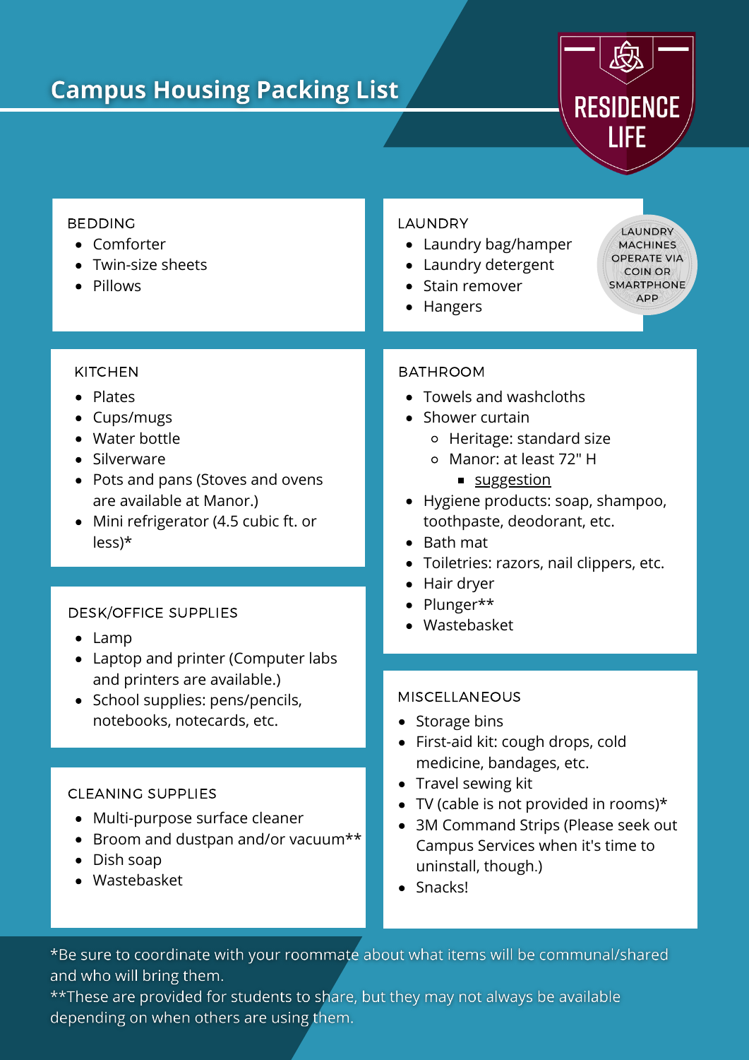# Campus Housing Packing List

RESIDENCE LIFE

## BEDDING

- Comforter
- Twin-size sheets
- Pillows

## LAUNDRY

- Laundry bag/hamper
- Laundry detergent
- Stain remover
- Hangers

LAUNDRY MACHINES OPERATE VIA COIN OR SMARTPHONE APP

## KITCHEN

- Plates
- Cups/mugs
- Water bottle
- Silverware
- Pots and pans (Stoves and ovens are available at Manor.)
- Mini refrigerator (4.5 cubic ft. or less)*

## BATHROOM

- Towels and washcloths
- Shower curtain
  - Heritage: standard size
  - Manor: at least 72" H
    - suggestion
- Hygiene products: soap, shampoo, toothpaste, deodorant, etc.
- Bath mat
- Toiletries: razors, nail clippers, etc.
- Hair dryer
- Plunger**
- Wastebasket

## DESK/OFFICE SUPPLIES

- Lamp
- Laptop and printer (Computer labs and printers are available.)
- School supplies: pens/pencils, notebooks, notecards, etc.

## CLEANING SUPPLIES

- Multi-purpose surface cleaner
- Broom and dustpan and/or vacuum**
- Dish soap
- Wastebasket

## MISCELLANEOUS

- Storage bins
- First-aid kit: cough drops, cold medicine, bandages, etc.
- Travel sewing kit
- TV (cable is not provided in rooms)*
- 3M Command Strips (Please seek out Campus Services when it's time to uninstall, though.)
- Snacks!

*Be sure to coordinate with your roommate about what items will be communal/shared and who will bring them.

**These are provided for students to share, but they may not always be available depending on when others are using them.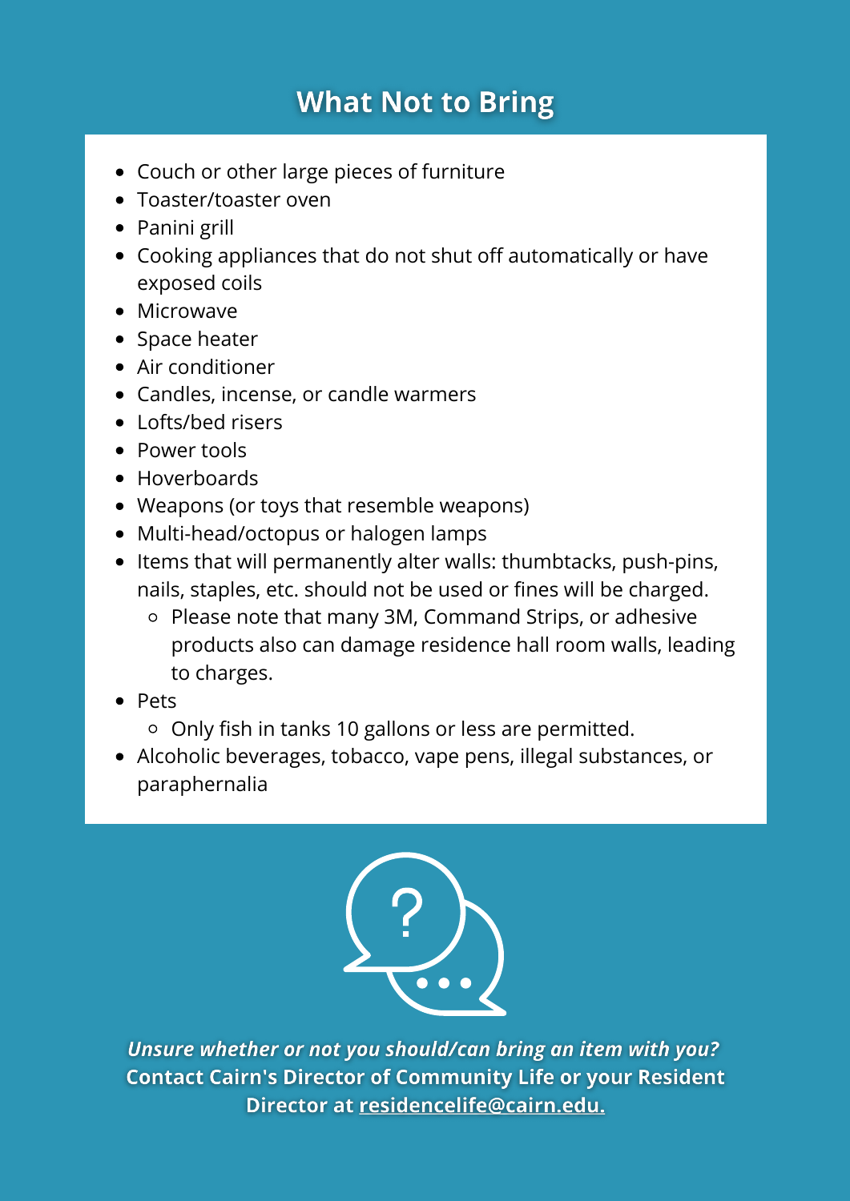## What Not to Bring

- Couch or other large pieces of furniture
- Toaster/toaster oven
- Panini grill
- Cooking appliances that do not shut off automatically or have exposed coils
- Microwave
- Space heater
- Air conditioner
- Candles, incense, or candle warmers
- Lofts/bed risers
- Power tools
- Hoverboards
- Weapons (or toys that resemble weapons)
- Multi-head/octopus or halogen lamps
- Items that will permanently alter walls: thumbtacks, push-pins, nails, staples, etc. should not be used or fines will be charged.
  - Please note that many 3M, Command Strips, or adhesive products also can damage residence hall room walls, leading to charges.
- Pets
  - Only fish in tanks 10 gallons or less are permitted.
- Alcoholic beverages, tobacco, vape pens, illegal substances, or paraphernalia

***Unsure whether or not you should/can bring an item with you?***
**Contact Cairn's Director of Community Life or your Resident Director at residencelife@cairn.edu.**